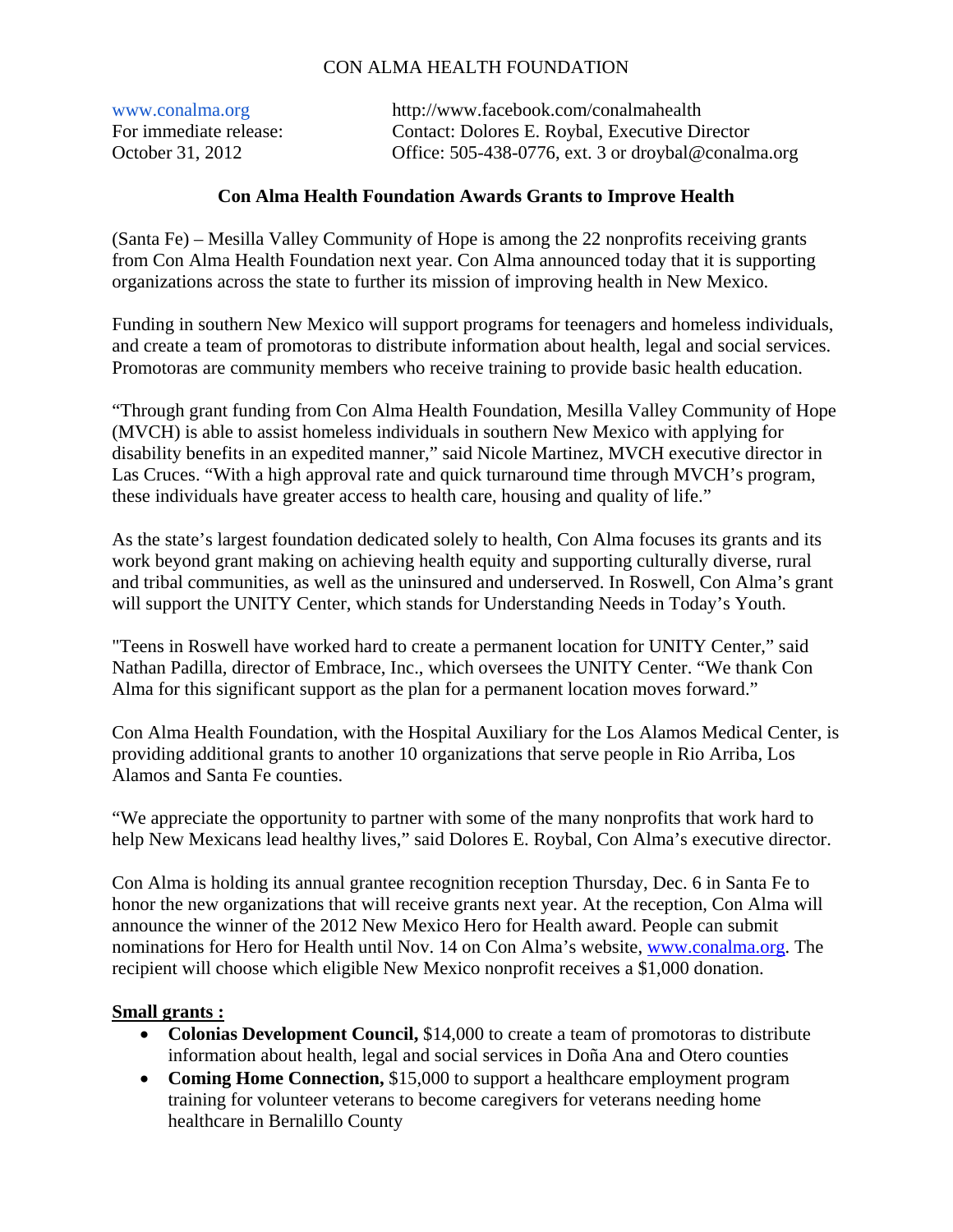CON ALMA HEALTH FOUNDATION

www.conalma.org
For immediate release:
October 31, 2012

http://www.facebook.com/conalmahealth
Contact: Dolores E. Roybal, Executive Director
Office: 505-438-0776, ext. 3 or droybal@conalma.org

## Con Alma Health Foundation Awards Grants to Improve Health

(Santa Fe) – Mesilla Valley Community of Hope is among the 22 nonprofits receiving grants from Con Alma Health Foundation next year. Con Alma announced today that it is supporting organizations across the state to further its mission of improving health in New Mexico.

Funding in southern New Mexico will support programs for teenagers and homeless individuals, and create a team of promotoras to distribute information about health, legal and social services. Promotoras are community members who receive training to provide basic health education.

"Through grant funding from Con Alma Health Foundation, Mesilla Valley Community of Hope (MVCH) is able to assist homeless individuals in southern New Mexico with applying for disability benefits in an expedited manner," said Nicole Martinez, MVCH executive director in Las Cruces. "With a high approval rate and quick turnaround time through MVCH's program, these individuals have greater access to health care, housing and quality of life."

As the state's largest foundation dedicated solely to health, Con Alma focuses its grants and its work beyond grant making on achieving health equity and supporting culturally diverse, rural and tribal communities, as well as the uninsured and underserved. In Roswell, Con Alma's grant will support the UNITY Center, which stands for Understanding Needs in Today's Youth.

"Teens in Roswell have worked hard to create a permanent location for UNITY Center," said Nathan Padilla, director of Embrace, Inc., which oversees the UNITY Center. "We thank Con Alma for this significant support as the plan for a permanent location moves forward."

Con Alma Health Foundation, with the Hospital Auxiliary for the Los Alamos Medical Center, is providing additional grants to another 10 organizations that serve people in Rio Arriba, Los Alamos and Santa Fe counties.

"We appreciate the opportunity to partner with some of the many nonprofits that work hard to help New Mexicans lead healthy lives," said Dolores E. Roybal, Con Alma's executive director.

Con Alma is holding its annual grantee recognition reception Thursday, Dec. 6 in Santa Fe to honor the new organizations that will receive grants next year. At the reception, Con Alma will announce the winner of the 2012 New Mexico Hero for Health award. People can submit nominations for Hero for Health until Nov. 14 on Con Alma's website, www.conalma.org. The recipient will choose which eligible New Mexico nonprofit receives a $1,000 donation.

**Small grants :**

- **Colonias Development Council,** $14,000 to create a team of promotoras to distribute information about health, legal and social services in Doña Ana and Otero counties
- **Coming Home Connection,** $15,000 to support a healthcare employment program training for volunteer veterans to become caregivers for veterans needing home healthcare in Bernalillo County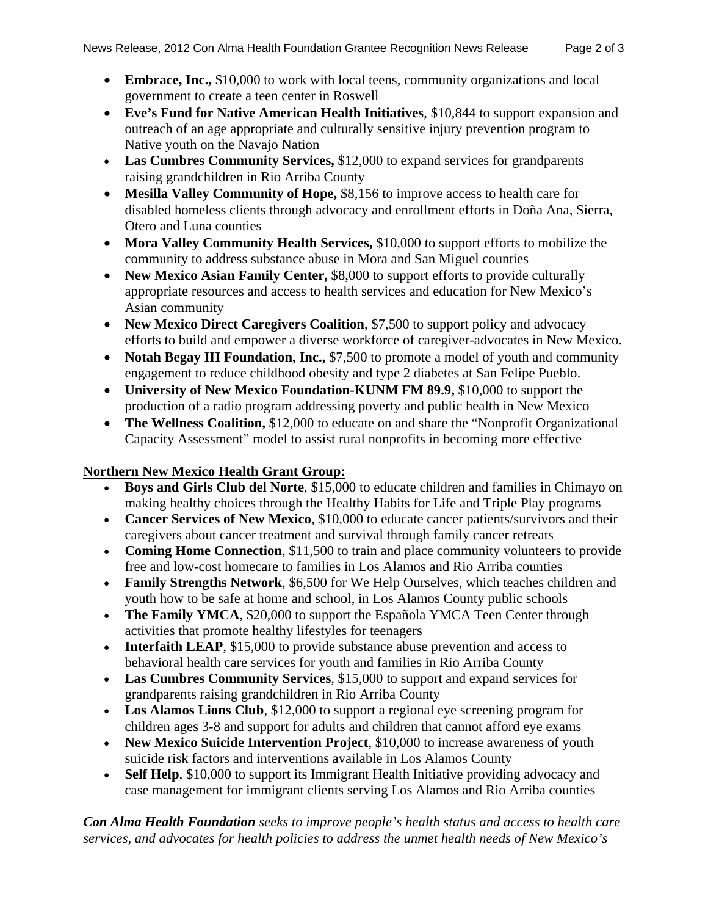- **Embrace, Inc.,** $10,000 to work with local teens, community organizations and local government to create a teen center in Roswell
- **Eve's Fund for Native American Health Initiatives**, $10,844 to support expansion and outreach of an age appropriate and culturally sensitive injury prevention program to Native youth on the Navajo Nation
- **Las Cumbres Community Services,** $12,000 to expand services for grandparents raising grandchildren in Rio Arriba County
- **Mesilla Valley Community of Hope,** $8,156 to improve access to health care for disabled homeless clients through advocacy and enrollment efforts in Doña Ana, Sierra, Otero and Luna counties
- **Mora Valley Community Health Services,** $10,000 to support efforts to mobilize the community to address substance abuse in Mora and San Miguel counties
- **New Mexico Asian Family Center,** $8,000 to support efforts to provide culturally appropriate resources and access to health services and education for New Mexico's Asian community
- **New Mexico Direct Caregivers Coalition**, $7,500 to support policy and advocacy efforts to build and empower a diverse workforce of caregiver-advocates in New Mexico.
- **Notah Begay III Foundation, Inc.,** $7,500 to promote a model of youth and community engagement to reduce childhood obesity and type 2 diabetes at San Felipe Pueblo.
- **University of New Mexico Foundation-KUNM FM 89.9,** $10,000 to support the production of a radio program addressing poverty and public health in New Mexico
- **The Wellness Coalition,** $12,000 to educate on and share the "Nonprofit Organizational Capacity Assessment" model to assist rural nonprofits in becoming more effective

**Northern New Mexico Health Grant Group:**

- **Boys and Girls Club del Norte**, $15,000 to educate children and families in Chimayo on making healthy choices through the Healthy Habits for Life and Triple Play programs
- **Cancer Services of New Mexico**, $10,000 to educate cancer patients/survivors and their caregivers about cancer treatment and survival through family cancer retreats
- **Coming Home Connection**, $11,500 to train and place community volunteers to provide free and low-cost homecare to families in Los Alamos and Rio Arriba counties
- **Family Strengths Network**, $6,500 for We Help Ourselves, which teaches children and youth how to be safe at home and school, in Los Alamos County public schools
- **The Family YMCA**, $20,000 to support the Española YMCA Teen Center through activities that promote healthy lifestyles for teenagers
- **Interfaith LEAP**, $15,000 to provide substance abuse prevention and access to behavioral health care services for youth and families in Rio Arriba County
- **Las Cumbres Community Services**, $15,000 to support and expand services for grandparents raising grandchildren in Rio Arriba County
- **Los Alamos Lions Club**, $12,000 to support a regional eye screening program for children ages 3-8 and support for adults and children that cannot afford eye exams
- **New Mexico Suicide Intervention Project**, $10,000 to increase awareness of youth suicide risk factors and interventions available in Los Alamos County
- **Self Help**, $10,000 to support its Immigrant Health Initiative providing advocacy and case management for immigrant clients serving Los Alamos and Rio Arriba counties

***Con Alma Health Foundation*** *seeks to improve people's health status and access to health care services, and advocates for health policies to address the unmet health needs of New Mexico's*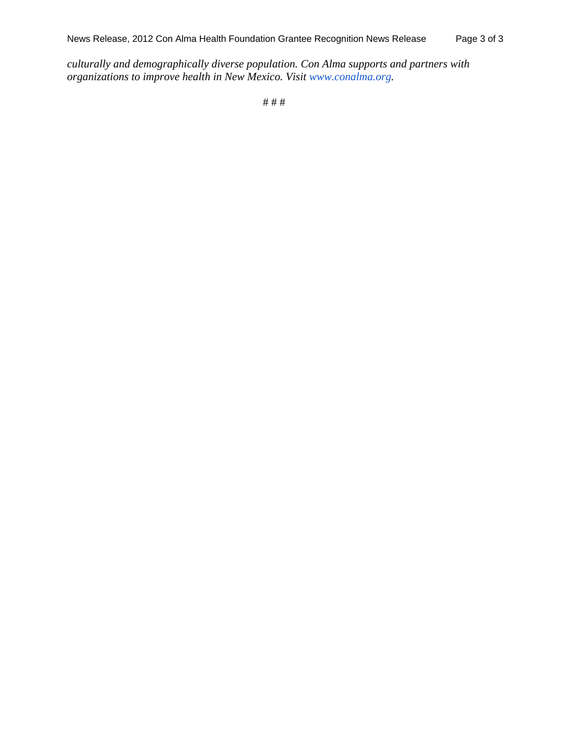*culturally and demographically diverse population. Con Alma supports and partners with organizations to improve health in New Mexico. Visit www.conalma.org.*

# # #